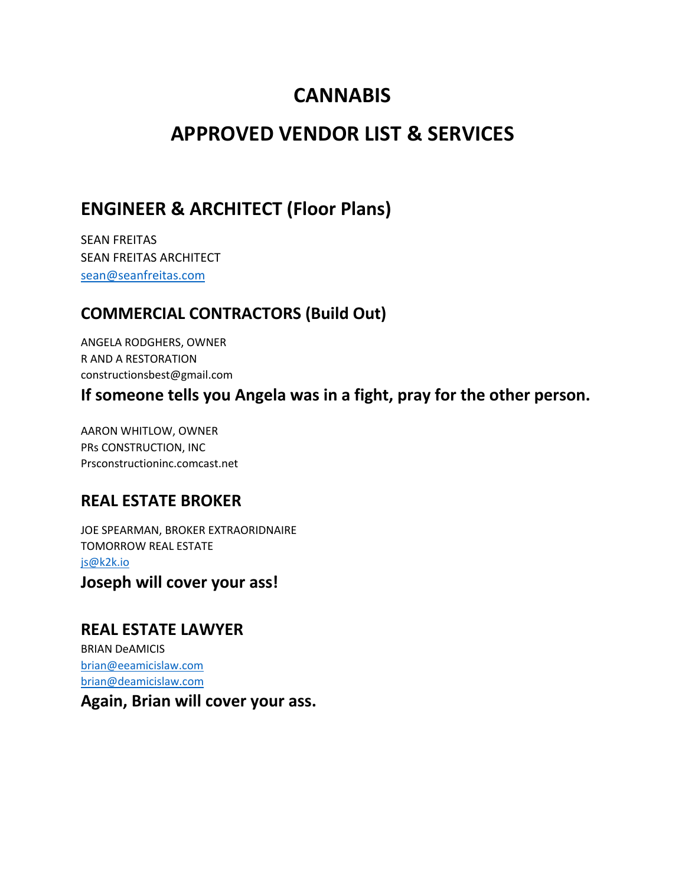# CANNABIS

# APPROVED VENDOR LIST & SERVICES

## ENGINEER & ARCHITECT (Floor Plans)

SEAN FREITAS
SEAN FREITAS ARCHITECT
sean@seanfreitas.com

### COMMERCIAL CONTRACTORS (Build Out)

ANGELA RODGHERS, OWNER
R AND A RESTORATION
constructionsbest@gmail.com

**If someone tells you Angela was in a fight, pray for the other person.**

AARON WHITLOW, OWNER
PRs CONSTRUCTION, INC
Prsconstructioninc.comcast.net

### REAL ESTATE BROKER

JOE SPEARMAN, BROKER EXTRAORIDNAIRE
TOMORROW REAL ESTATE
js@k2k.io

**Joseph will cover your ass!**

### REAL ESTATE LAWYER

BRIAN DeAMICIS
brian@eeamicislaw.com
brian@deamicislaw.com

**Again, Brian will cover your ass.**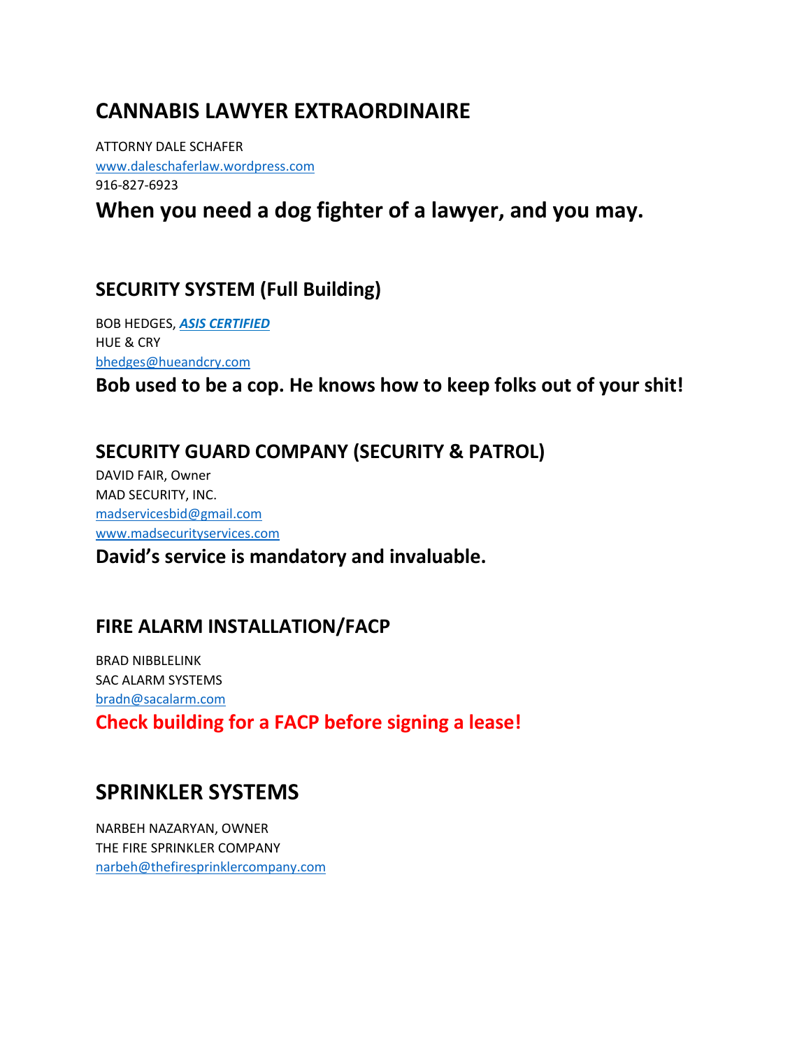## CANNABIS LAWYER EXTRAORDINAIRE

ATTORNY DALE SCHAFER
www.daleschaferlaw.wordpress.com
916-827-6923

## When you need a dog fighter of a lawyer, and you may.

### SECURITY SYSTEM (Full Building)

BOB HEDGES, ***ASIS CERTIFIED***
HUE & CRY
bhedges@hueandcry.com

### Bob used to be a cop. He knows how to keep folks out of your shit!

### SECURITY GUARD COMPANY (SECURITY & PATROL)

DAVID FAIR, Owner
MAD SECURITY, INC.
madservicesbid@gmail.com
www.madsecurityservices.com

### David's service is mandatory and invaluable.

### FIRE ALARM INSTALLATION/FACP

BRAD NIBBLELINK
SAC ALARM SYSTEMS
bradn@sacalarm.com

### Check building for a FACP before signing a lease!

## SPRINKLER SYSTEMS

NARBEH NAZARYAN, OWNER
THE FIRE SPRINKLER COMPANY
narbeh@thefiresprinklercompany.com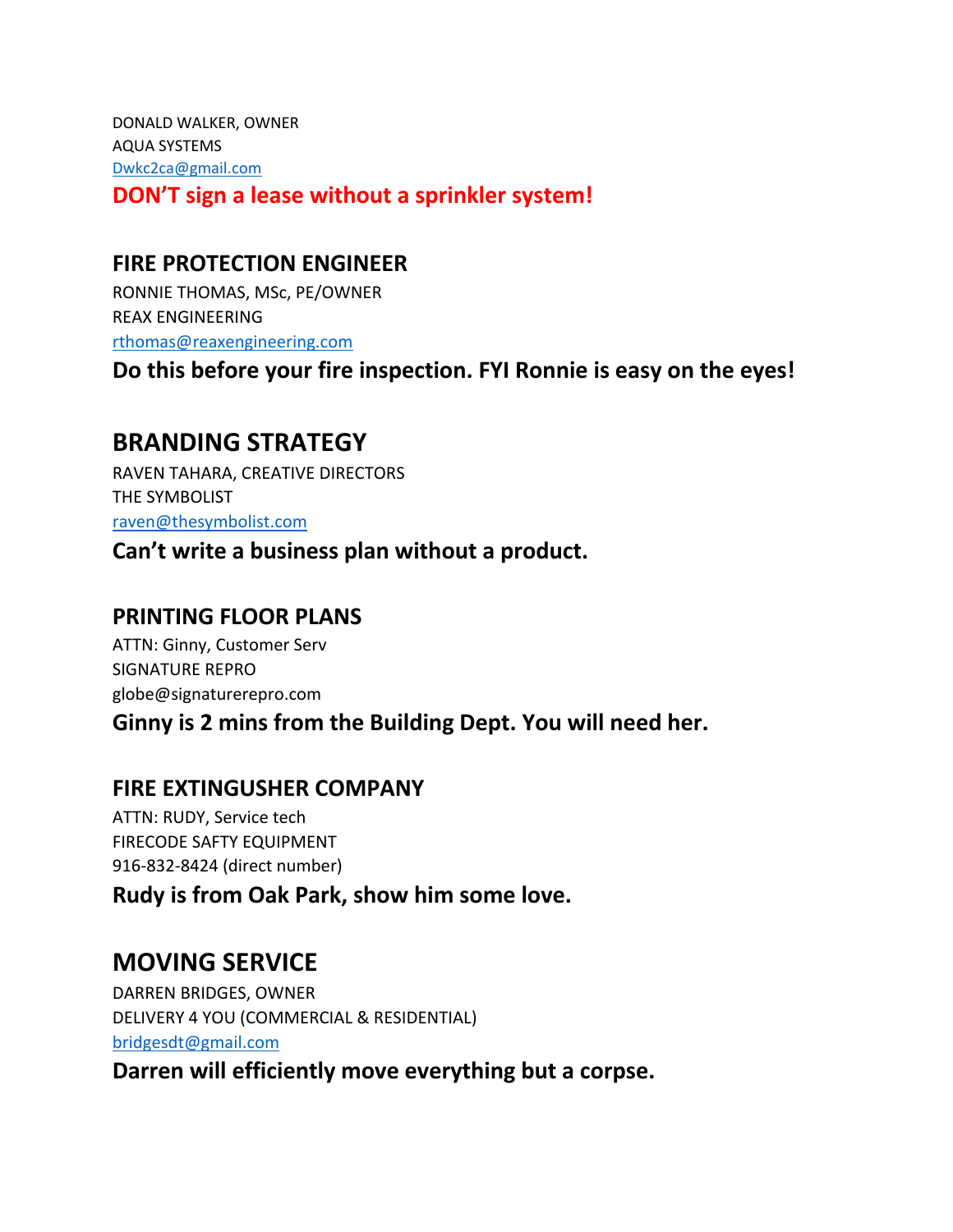DONALD WALKER, OWNER
AQUA SYSTEMS
Dwkc2ca@gmail.com

**DON'T sign a lease without a sprinkler system!**

## FIRE PROTECTION ENGINEER

RONNIE THOMAS, MSc, PE/OWNER
REAX ENGINEERING
rthomas@reaxengineering.com

**Do this before your fire inspection. FYI Ronnie is easy on the eyes!**

## BRANDING STRATEGY

RAVEN TAHARA, CREATIVE DIRECTORS
THE SYMBOLIST
raven@thesymbolist.com

**Can't write a business plan without a product.**

## PRINTING FLOOR PLANS

ATTN: Ginny, Customer Serv
SIGNATURE REPRO
globe@signaturerepro.com

**Ginny is 2 mins from the Building Dept. You will need her.**

## FIRE EXTINGUSHER COMPANY

ATTN: RUDY, Service tech
FIRECODE SAFTY EQUIPMENT
916-832-8424 (direct number)

**Rudy is from Oak Park, show him some love.**

## MOVING SERVICE

DARREN BRIDGES, OWNER
DELIVERY 4 YOU (COMMERCIAL & RESIDENTIAL)
bridgesdt@gmail.com

**Darren will efficiently move everything but a corpse.**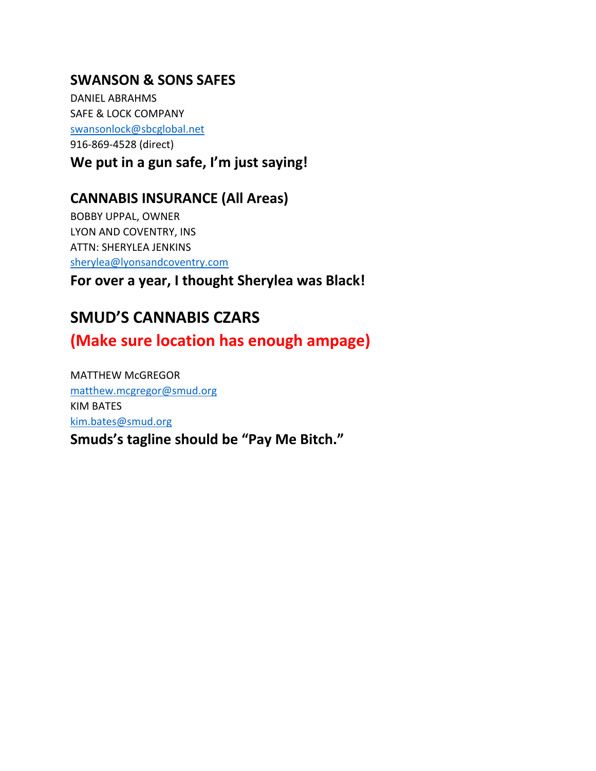## SWANSON & SONS SAFES

DANIEL ABRAHMS
SAFE & LOCK COMPANY
swansonlock@sbcglobal.net
916-869-4528 (direct)

**We put in a gun safe, I'm just saying!**

## CANNABIS INSURANCE (All Areas)

BOBBY UPPAL, OWNER
LYON AND COVENTRY, INS
ATTN: SHERYLEA JENKINS
sherylea@lyonsandcoventry.com

**For over a year, I thought Sherylea was Black!**

## SMUD'S CANNABIS CZARS

## (Make sure location has enough ampage)

MATTHEW McGREGOR
matthew.mcgregor@smud.org
KIM BATES
kim.bates@smud.org

**Smuds's tagline should be "Pay Me Bitch."**